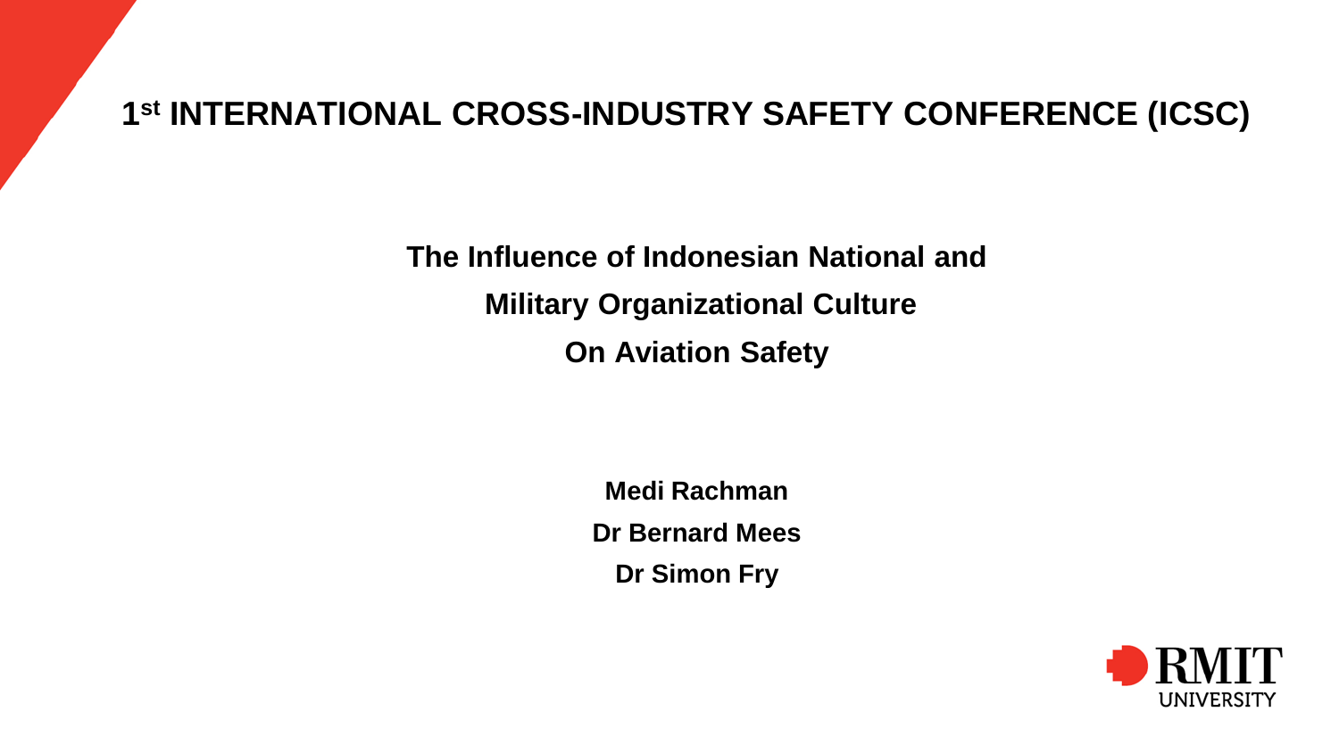# 1st INTERNATIONAL CROSS-INDUSTRY SAFETY CONFERENCE (ICSC)

## The Influence of Indonesian National and Military Organizational Culture On Aviation Safety

**Medi Rachman**

**Dr Bernard Mees**

**Dr Simon Fry**

RMIT UNIVERSITY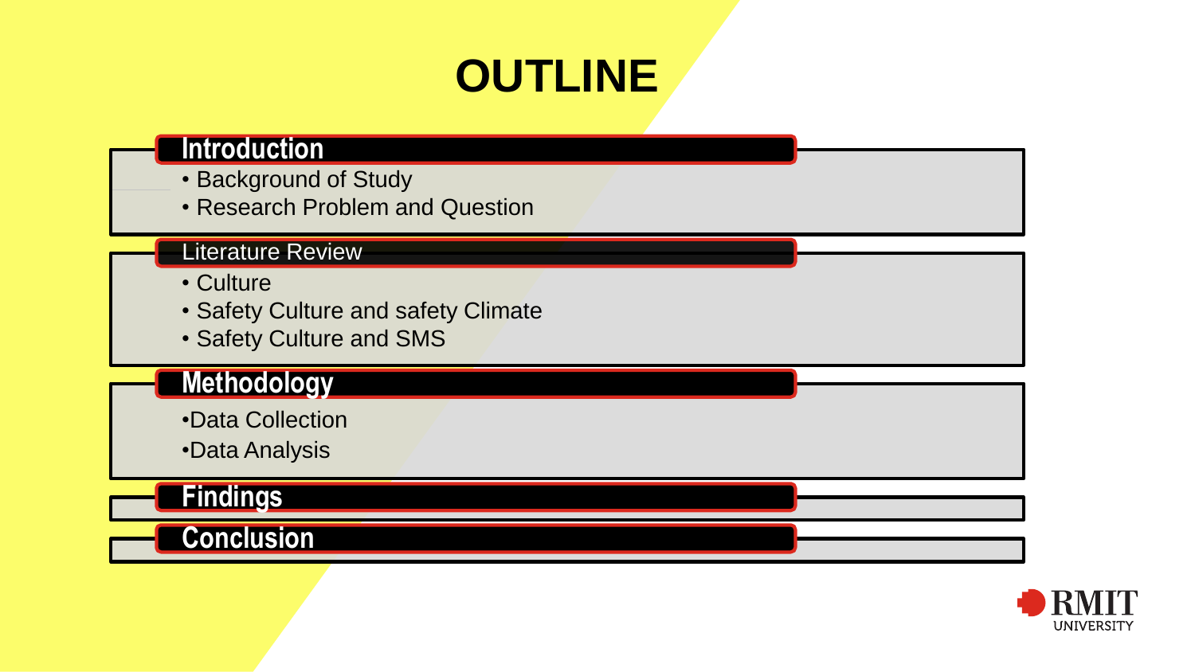# OUTLINE

## Introduction

- Background of Study
- Research Problem and Question

## Literature Review

- Culture
- Safety Culture and safety Climate
- Safety Culture and SMS

## Methodology

- Data Collection
- Data Analysis

## Findings

## Conclusion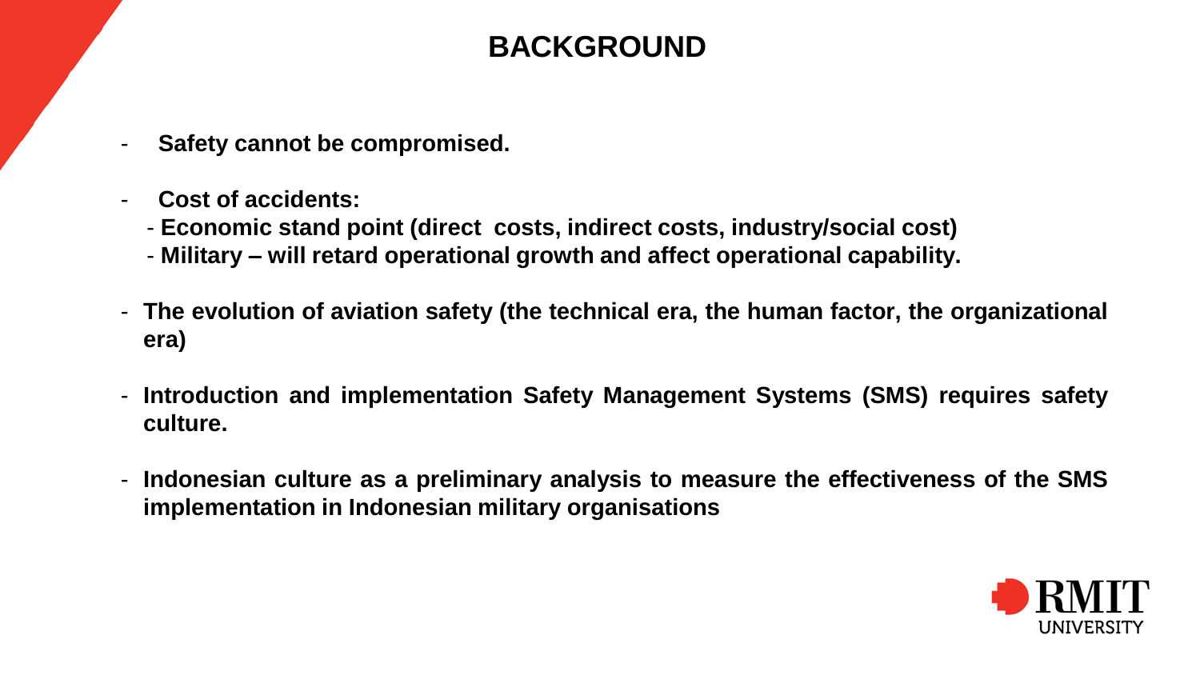# BACKGROUND

- **Safety cannot be compromised.**
- **Cost of accidents:**
  - **Economic stand point (direct costs, indirect costs, industry/social cost)**
  - **Military – will retard operational growth and affect operational capability.**
- **The evolution of aviation safety (the technical era, the human factor, the organizational era)**
- **Introduction and implementation Safety Management Systems (SMS) requires safety culture.**
- **Indonesian culture as a preliminary analysis to measure the effectiveness of the SMS implementation in Indonesian military organisations**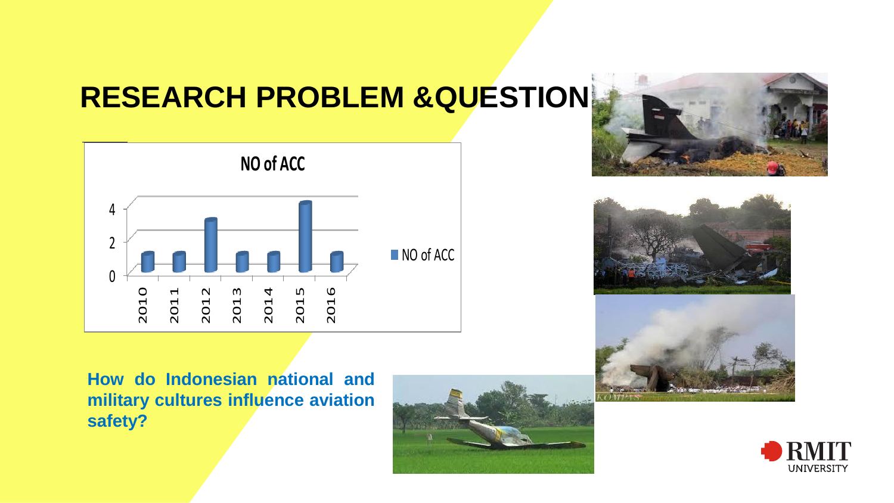# RESEARCH PROBLEM &QUESTION

**NO of ACC**

| Year | NO of ACC |
| --- | --- |
| 2010 | 1 |
| 2011 | 1 |
| 2012 | 3 |
| 2013 | 1 |
| 2014 | 1 |
| 2015 | 4 |
| 2016 | 1 |

**How do Indonesian national and military cultures influence aviation safety?**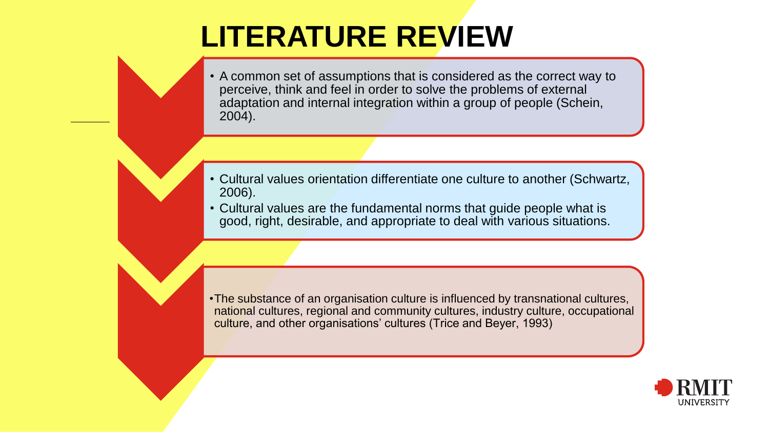# LITERATURE REVIEW

- A common set of assumptions that is considered as the correct way to perceive, think and feel in order to solve the problems of external adaptation and internal integration within a group of people (Schein, 2004).

- Cultural values orientation differentiate one culture to another (Schwartz, 2006).
- Cultural values are the fundamental norms that guide people what is good, right, desirable, and appropriate to deal with various situations.

- The substance of an organisation culture is influenced by transnational cultures, national cultures, regional and community cultures, industry culture, occupational culture, and other organisations' cultures (Trice and Beyer, 1993)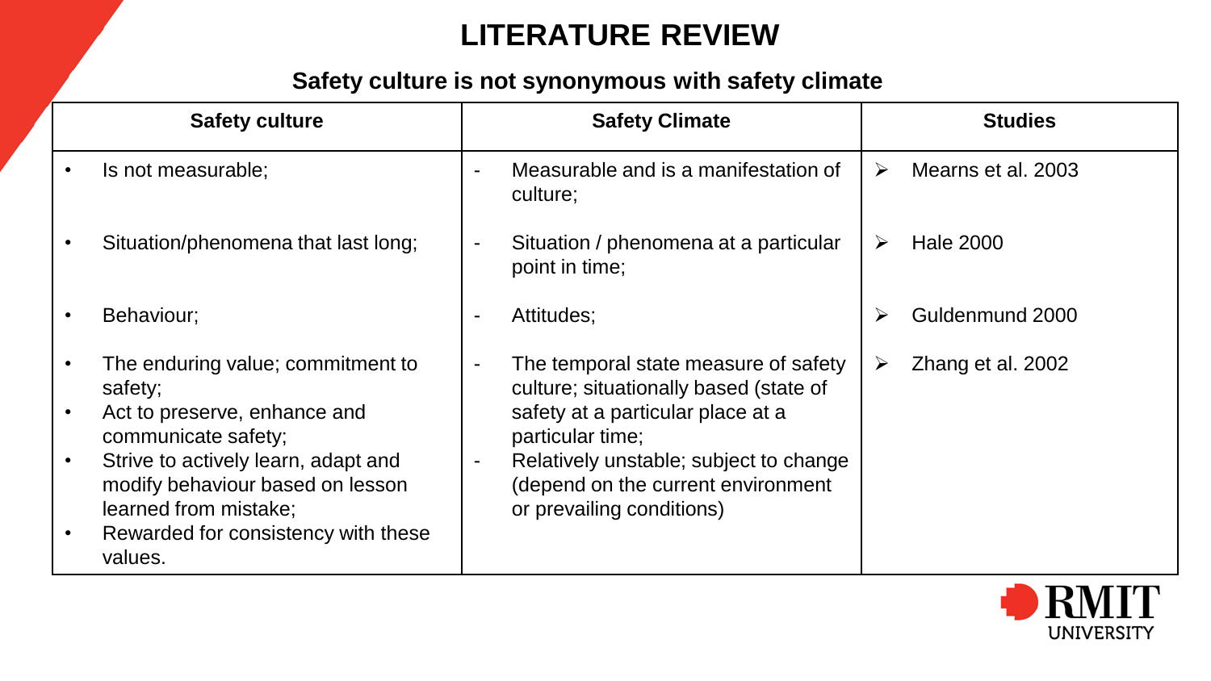# LITERATURE REVIEW

## Safety culture is not synonymous with safety climate

| Safety culture | Safety Climate | Studies |
|---|---|---|
| • Is not measurable; | - Measurable and is a manifestation of culture; | ➢ Mearns et al. 2003 |
| • Situation/phenomena that last long; | - Situation / phenomena at a particular point in time; | ➢ Hale 2000 |
| • Behaviour; | - Attitudes; | ➢ Guldenmund 2000 |
| • The enduring value; commitment to safety;<br>• Act to preserve, enhance and communicate safety;<br>• Strive to actively learn, adapt and modify behaviour based on lesson learned from mistake;<br>• Rewarded for consistency with these values. | - The temporal state measure of safety culture; situationally based (state of safety at a particular place at a particular time;<br>- Relatively unstable; subject to change (depend on the current environment or prevailing conditions) | ➢ Zhang et al. 2002 |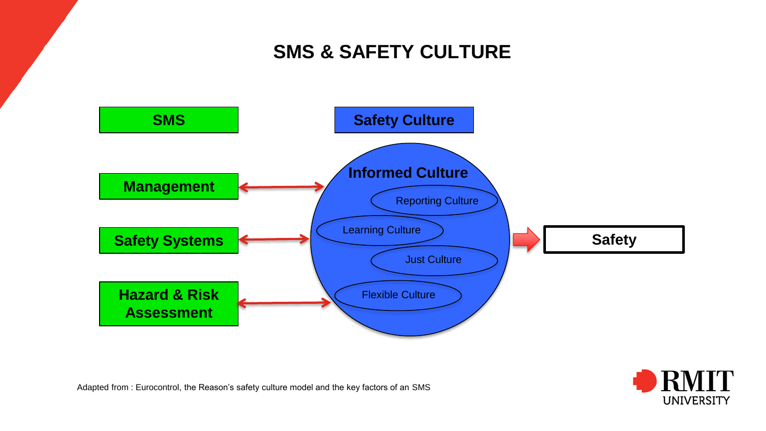# SMS & SAFETY CULTURE

**SMS**

- **Management**
- **Safety Systems**
- **Hazard & Risk Assessment**

**Safety Culture**

**Informed Culture**

- Reporting Culture
- Learning Culture
- Just Culture
- Flexible Culture

**Safety**

Adapted from : Eurocontrol, the Reason's safety culture model and the key factors of an SMS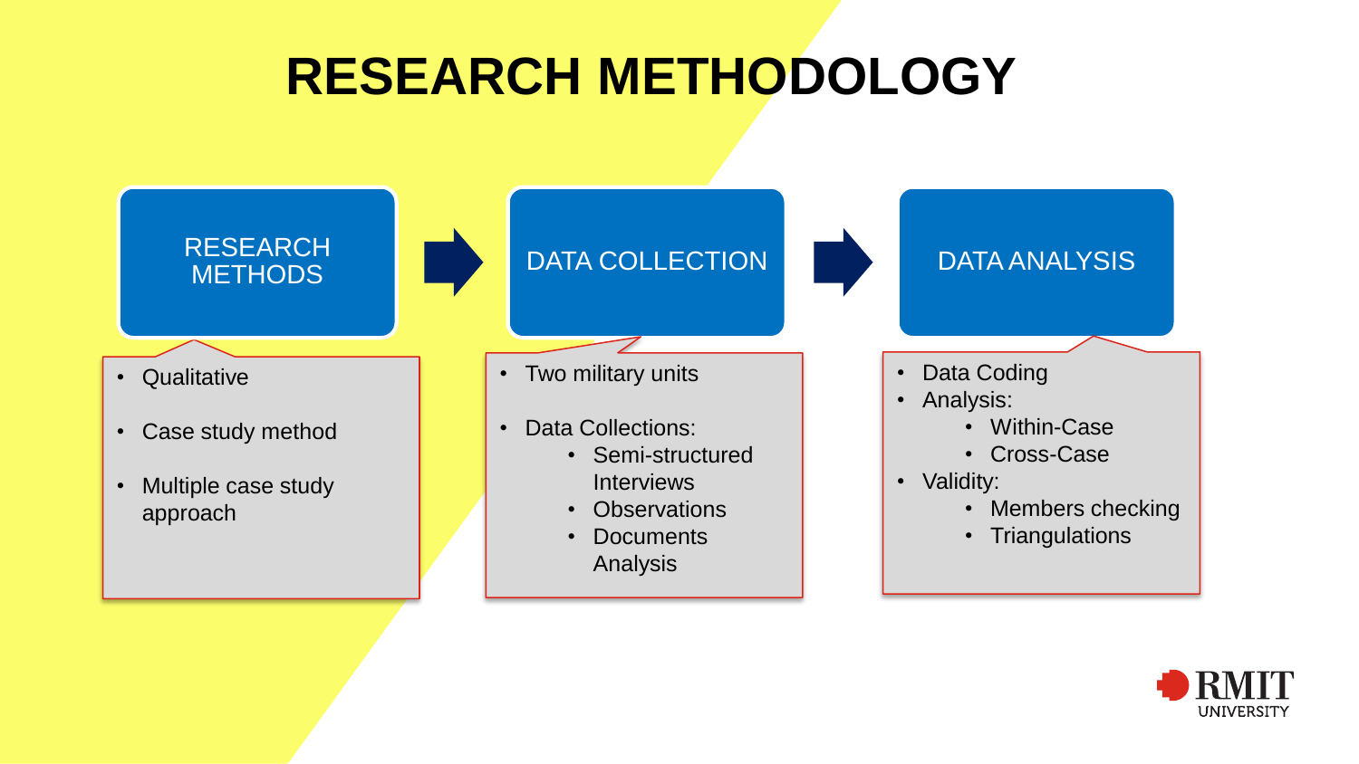# RESEARCH METHODOLOGY

## RESEARCH METHODS

- Qualitative
- Case study method
- Multiple case study approach

## DATA COLLECTION

- Two military units
- Data Collections:
  - Semi-structured Interviews
  - Observations
  - Documents Analysis

## DATA ANALYSIS

- Data Coding
- Analysis:
  - Within-Case
  - Cross-Case
- Validity:
  - Members checking
  - Triangulations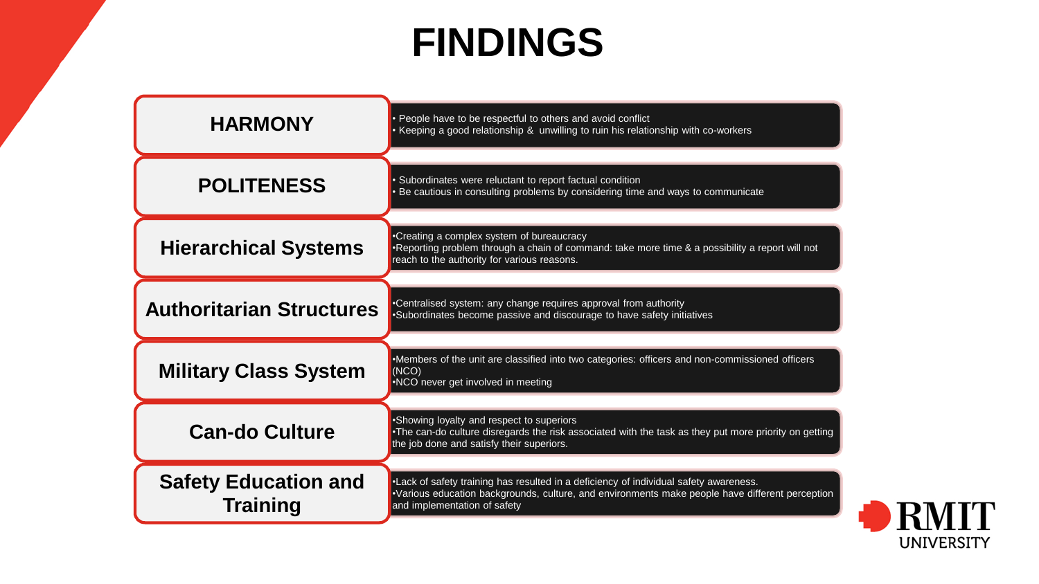# FINDINGS

| | |
|---|---|
| **HARMONY** | • People have to be respectful to others and avoid conflict<br>• Keeping a good relationship & unwilling to ruin his relationship with co-workers |
| **POLITENESS** | • Subordinates were reluctant to report factual condition<br>• Be cautious in consulting problems by considering time and ways to communicate |
| **Hierarchical Systems** | •Creating a complex system of bureaucracy<br>•Reporting problem through a chain of command: take more time & a possibility a report will not reach to the authority for various reasons. |
| **Authoritarian Structures** | •Centralised system: any change requires approval from authority<br>•Subordinates become passive and discourage to have safety initiatives |
| **Military Class System** | •Members of the unit are classified into two categories: officers and non-commissioned officers (NCO)<br>•NCO never get involved in meeting |
| **Can-do Culture** | •Showing loyalty and respect to superiors<br>•The can-do culture disregards the risk associated with the task as they put more priority on getting the job done and satisfy their superiors. |
| **Safety Education and Training** | •Lack of safety training has resulted in a deficiency of individual safety awareness.<br>•Various education backgrounds, culture, and environments make people have different perception and implementation of safety |

RMIT UNIVERSITY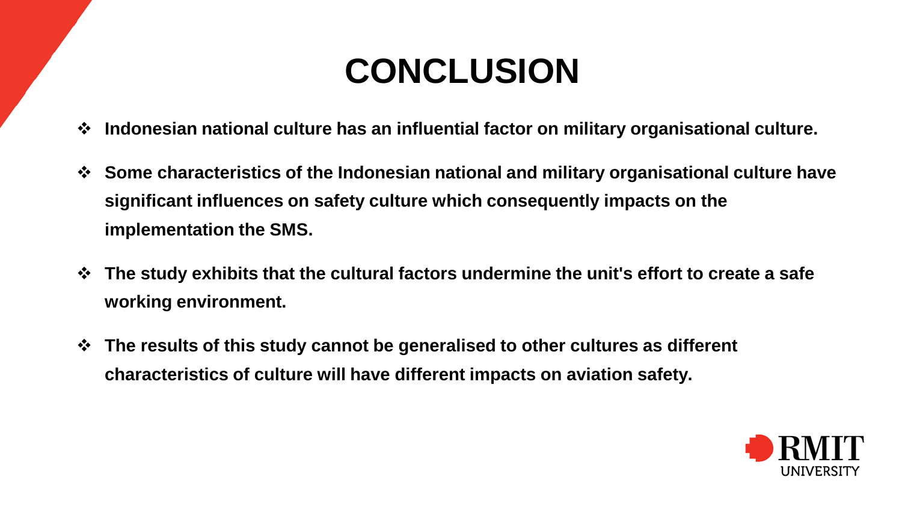# CONCLUSION

- **Indonesian national culture has an influential factor on military organisational culture.**
- **Some characteristics of the Indonesian national and military organisational culture have significant influences on safety culture which consequently impacts on the implementation the SMS.**
- **The study exhibits that the cultural factors undermine the unit's effort to create a safe working environment.**
- **The results of this study cannot be generalised to other cultures as different characteristics of culture will have different impacts on aviation safety.**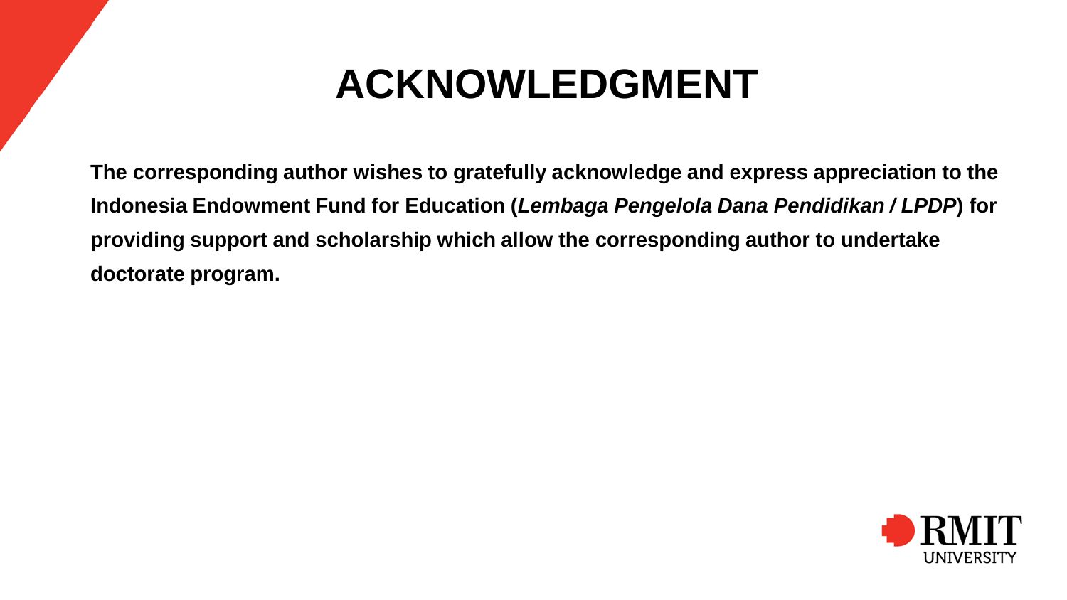# ACKNOWLEDGMENT

**The corresponding author wishes to gratefully acknowledge and express appreciation to the Indonesia Endowment Fund for Education (*Lembaga Pengelola Dana Pendidikan / LPDP*) for providing support and scholarship which allow the corresponding author to undertake doctorate program.**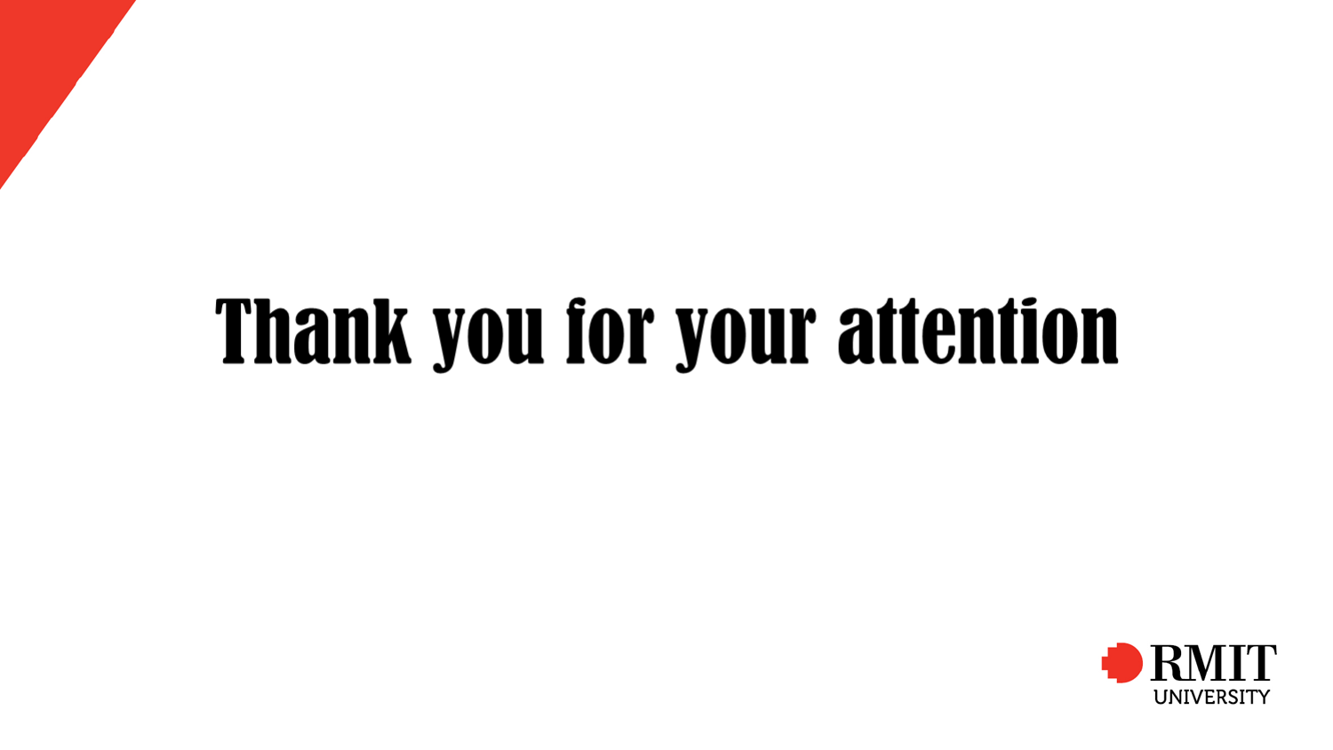# Thank you for your attention